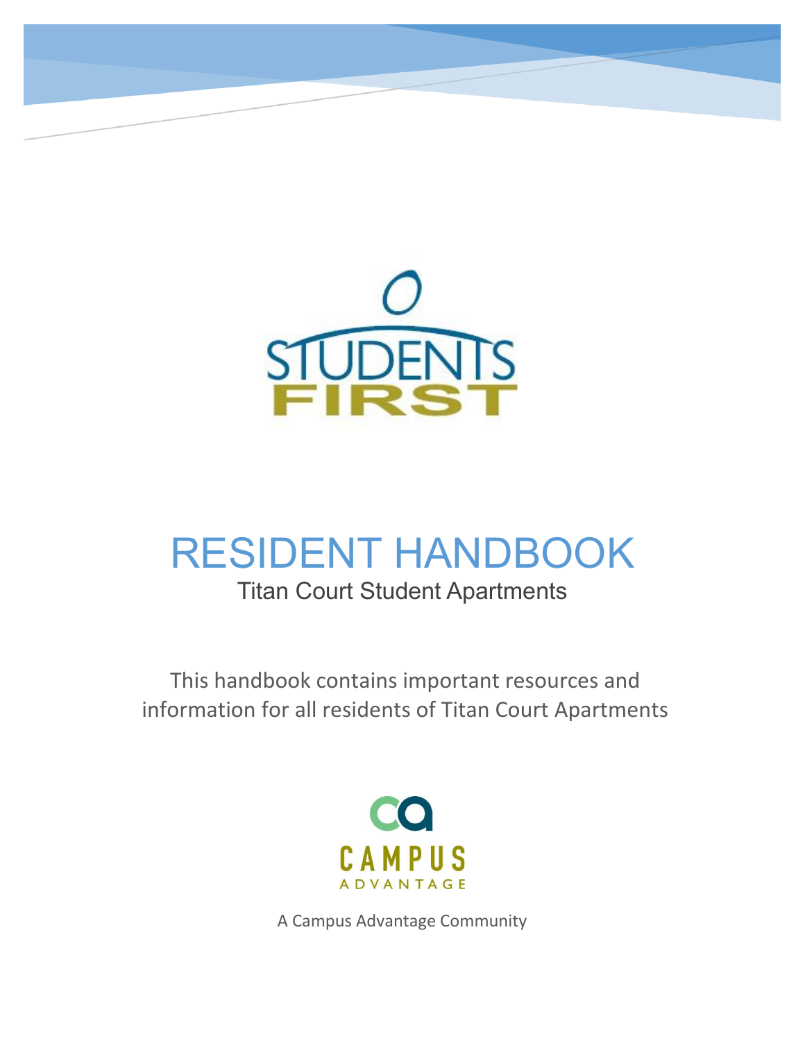STUDENTS FIRST

# RESIDENT HANDBOOK

## Titan Court Student Apartments

This handbook contains important resources and information for all residents of Titan Court Apartments

CAMPUS ADVANTAGE

A Campus Advantage Community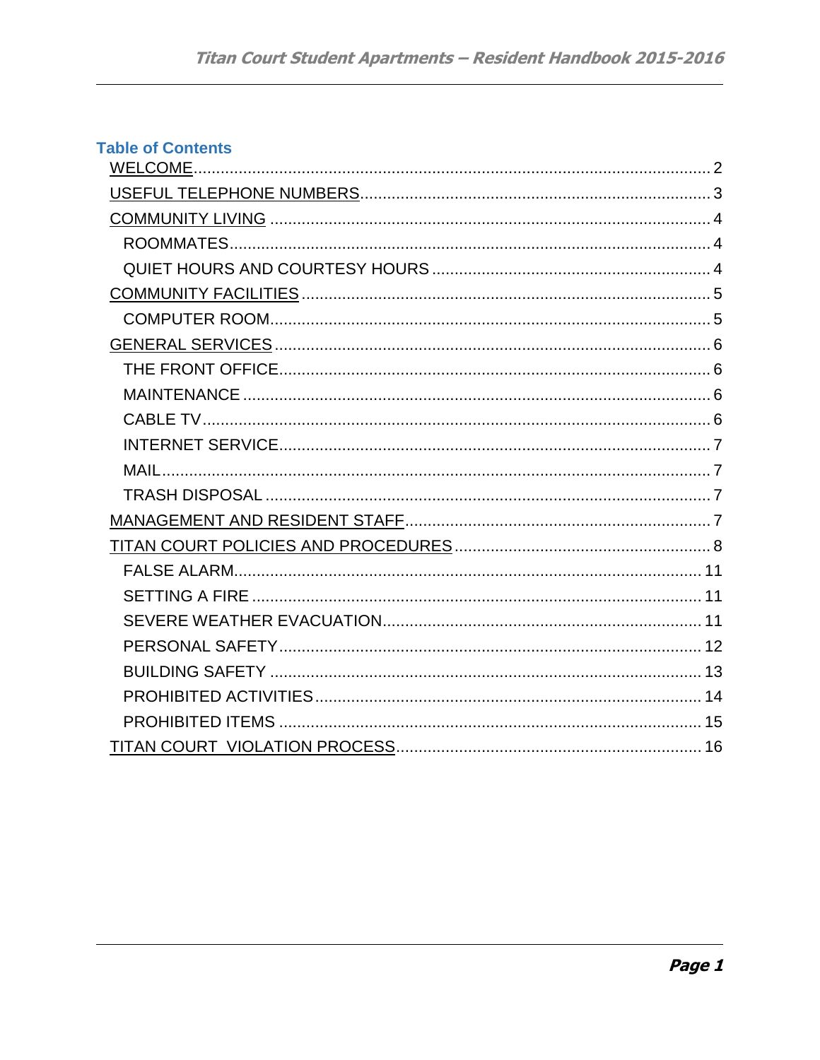## Table of Contents

- WELCOME .... 2
- USEFUL TELEPHONE NUMBERS .... 3
- COMMUNITY LIVING .... 4
  - ROOMMATES .... 4
  - QUIET HOURS AND COURTESY HOURS .... 4
- COMMUNITY FACILITIES .... 5
  - COMPUTER ROOM .... 5
- GENERAL SERVICES .... 6
  - THE FRONT OFFICE .... 6
  - MAINTENANCE .... 6
  - CABLE TV .... 6
  - INTERNET SERVICE .... 7
  - MAIL .... 7
  - TRASH DISPOSAL .... 7
- MANAGEMENT AND RESIDENT STAFF .... 7
- TITAN COURT POLICIES AND PROCEDURES .... 8
  - FALSE ALARM .... 11
  - SETTING A FIRE .... 11
  - SEVERE WEATHER EVACUATION .... 11
  - PERSONAL SAFETY .... 12
  - BUILDING SAFETY .... 13
  - PROHIBITED ACTIVITIES .... 14
  - PROHIBITED ITEMS .... 15
- TITAN COURT VIOLATION PROCESS .... 16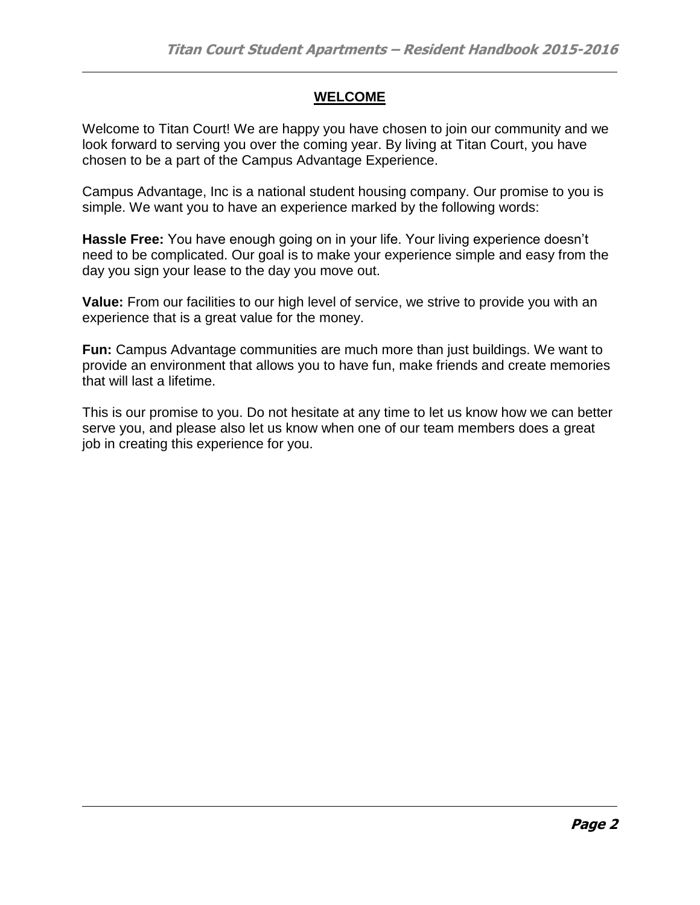## WELCOME

Welcome to Titan Court! We are happy you have chosen to join our community and we look forward to serving you over the coming year. By living at Titan Court, you have chosen to be a part of the Campus Advantage Experience.

Campus Advantage, Inc is a national student housing company. Our promise to you is simple. We want you to have an experience marked by the following words:

**Hassle Free:** You have enough going on in your life. Your living experience doesn't need to be complicated. Our goal is to make your experience simple and easy from the day you sign your lease to the day you move out.

**Value:** From our facilities to our high level of service, we strive to provide you with an experience that is a great value for the money.

**Fun:** Campus Advantage communities are much more than just buildings. We want to provide an environment that allows you to have fun, make friends and create memories that will last a lifetime.

This is our promise to you. Do not hesitate at any time to let us know how we can better serve you, and please also let us know when one of our team members does a great job in creating this experience for you.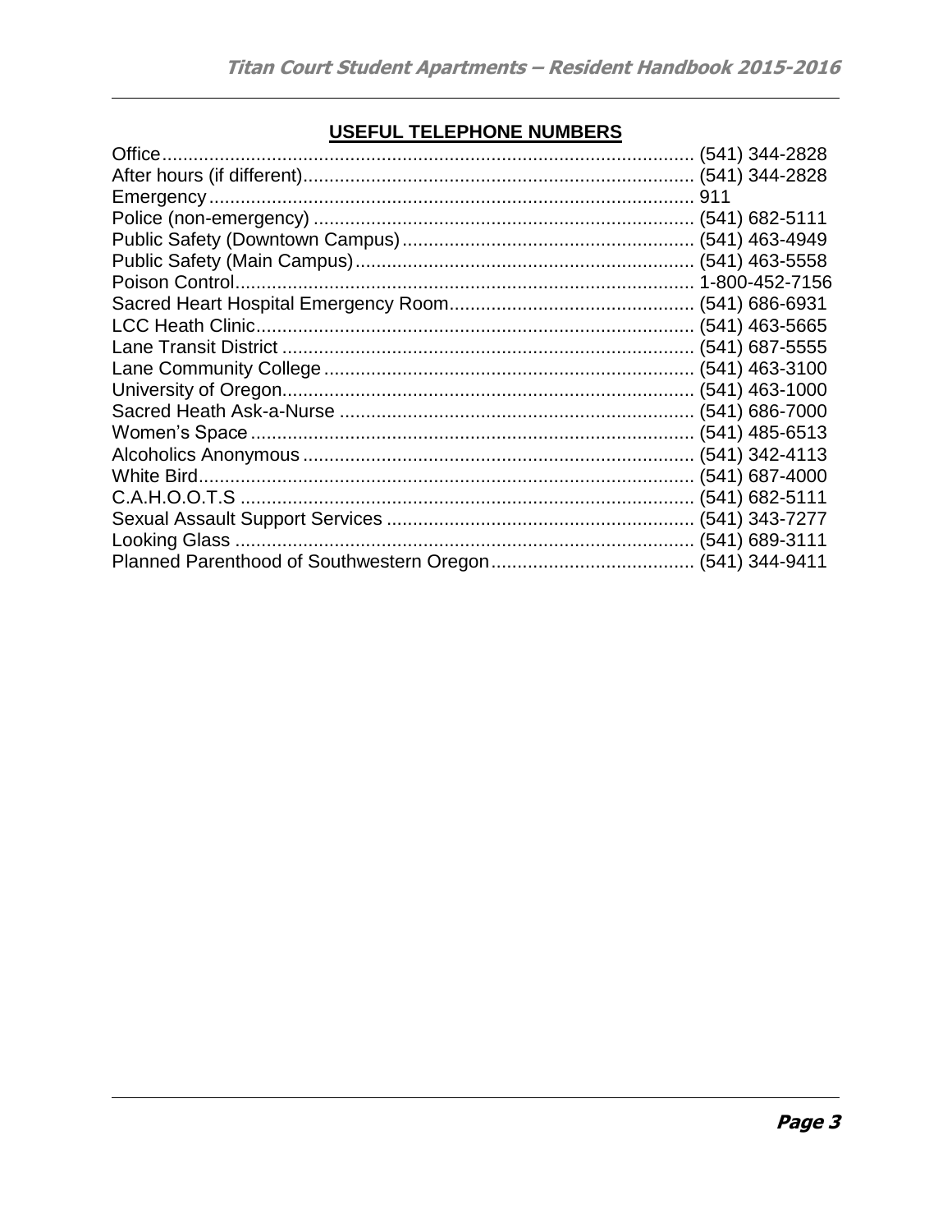## USEFUL TELEPHONE NUMBERS

| | |
|---|---|
| Office | (541) 344-2828 |
| After hours (if different) | (541) 344-2828 |
| Emergency | 911 |
| Police (non-emergency) | (541) 682-5111 |
| Public Safety (Downtown Campus) | (541) 463-4949 |
| Public Safety (Main Campus) | (541) 463-5558 |
| Poison Control | 1-800-452-7156 |
| Sacred Heart Hospital Emergency Room | (541) 686-6931 |
| LCC Heath Clinic | (541) 463-5665 |
| Lane Transit District | (541) 687-5555 |
| Lane Community College | (541) 463-3100 |
| University of Oregon | (541) 463-1000 |
| Sacred Heath Ask-a-Nurse | (541) 686-7000 |
| Women's Space | (541) 485-6513 |
| Alcoholics Anonymous | (541) 342-4113 |
| White Bird | (541) 687-4000 |
| C.A.H.O.O.T.S | (541) 682-5111 |
| Sexual Assault Support Services | (541) 343-7277 |
| Looking Glass | (541) 689-3111 |
| Planned Parenthood of Southwestern Oregon | (541) 344-9411 |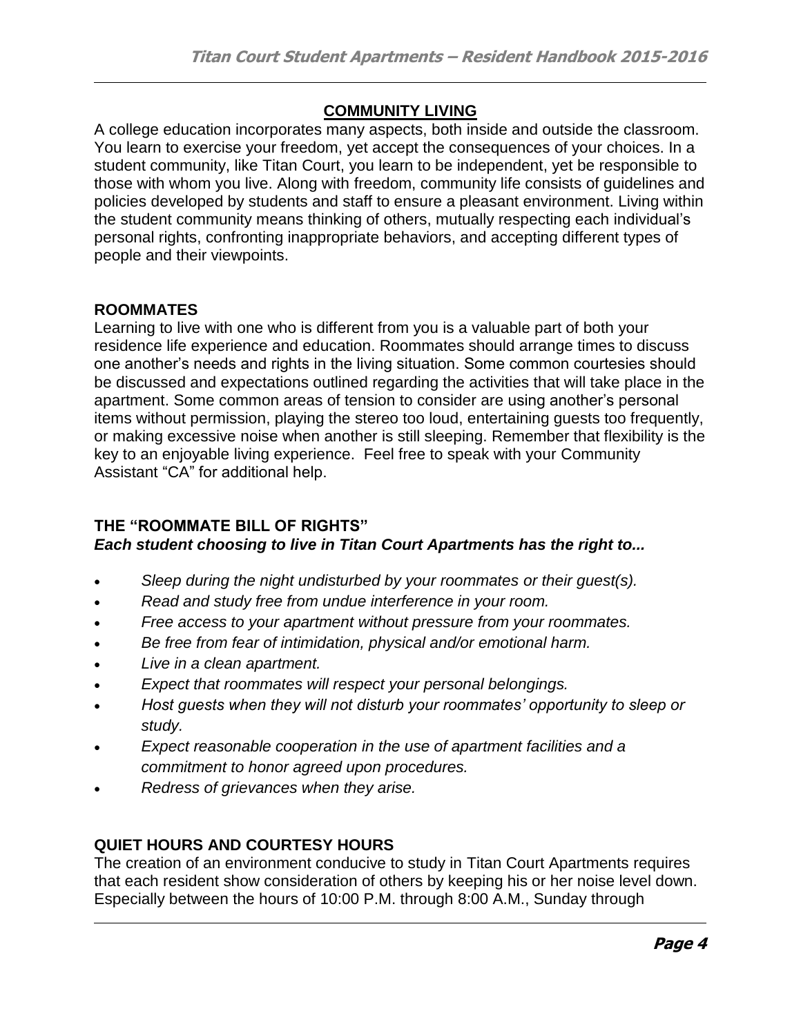## COMMUNITY LIVING

A college education incorporates many aspects, both inside and outside the classroom. You learn to exercise your freedom, yet accept the consequences of your choices. In a student community, like Titan Court, you learn to be independent, yet be responsible to those with whom you live. Along with freedom, community life consists of guidelines and policies developed by students and staff to ensure a pleasant environment. Living within the student community means thinking of others, mutually respecting each individual's personal rights, confronting inappropriate behaviors, and accepting different types of people and their viewpoints.

### ROOMMATES

Learning to live with one who is different from you is a valuable part of both your residence life experience and education. Roommates should arrange times to discuss one another's needs and rights in the living situation. Some common courtesies should be discussed and expectations outlined regarding the activities that will take place in the apartment. Some common areas of tension to consider are using another's personal items without permission, playing the stereo too loud, entertaining guests too frequently, or making excessive noise when another is still sleeping. Remember that flexibility is the key to an enjoyable living experience. Feel free to speak with your Community Assistant "CA" for additional help.

### THE "ROOMMATE BILL OF RIGHTS"

***Each student choosing to live in Titan Court Apartments has the right to...***

- *Sleep during the night undisturbed by your roommates or their guest(s).*
- *Read and study free from undue interference in your room.*
- *Free access to your apartment without pressure from your roommates.*
- *Be free from fear of intimidation, physical and/or emotional harm.*
- *Live in a clean apartment.*
- *Expect that roommates will respect your personal belongings.*
- *Host guests when they will not disturb your roommates' opportunity to sleep or study.*
- *Expect reasonable cooperation in the use of apartment facilities and a commitment to honor agreed upon procedures.*
- *Redress of grievances when they arise.*

### QUIET HOURS AND COURTESY HOURS

The creation of an environment conducive to study in Titan Court Apartments requires that each resident show consideration of others by keeping his or her noise level down. Especially between the hours of 10:00 P.M. through 8:00 A.M., Sunday through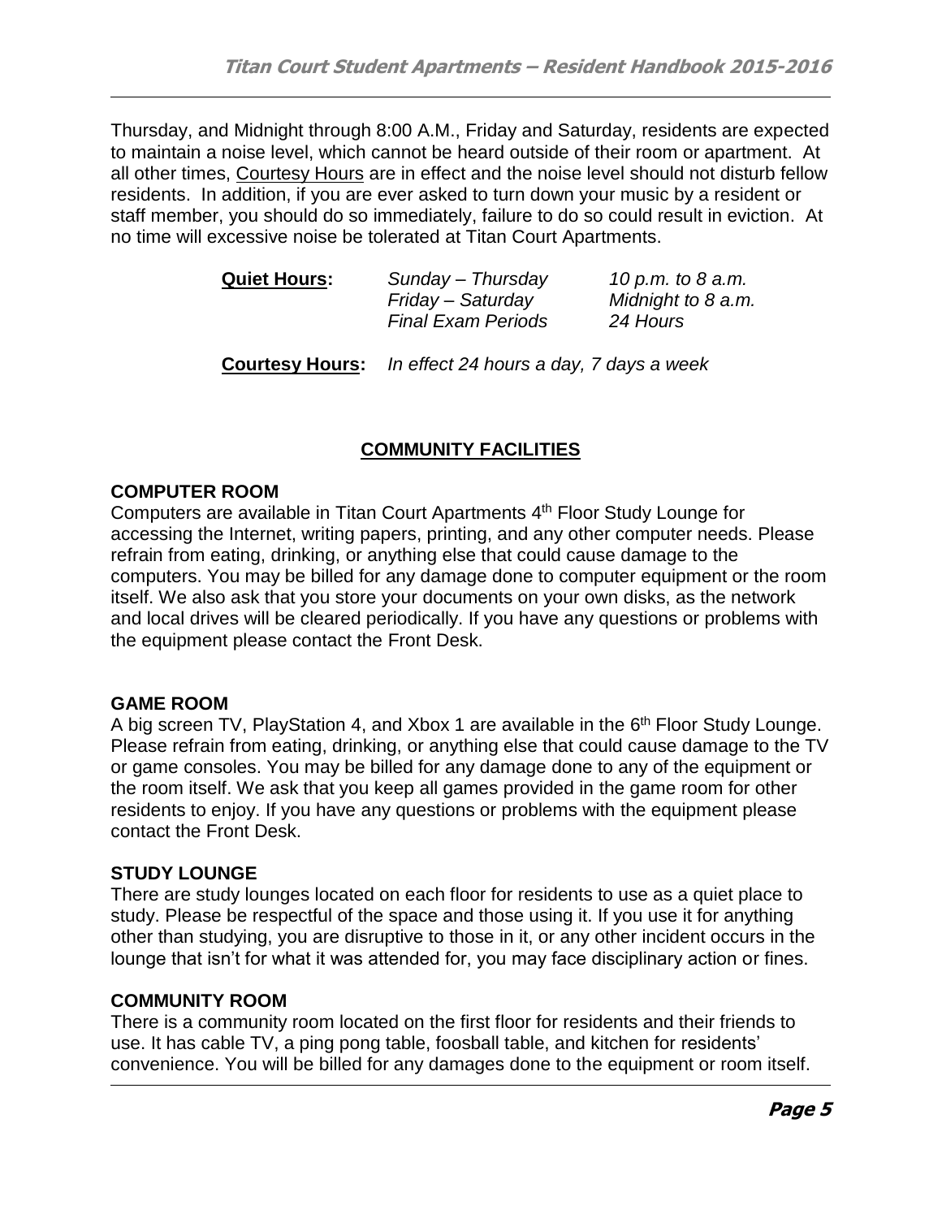Thursday, and Midnight through 8:00 A.M., Friday and Saturday, residents are expected to maintain a noise level, which cannot be heard outside of their room or apartment. At all other times, Courtesy Hours are in effect and the noise level should not disturb fellow residents. In addition, if you are ever asked to turn down your music by a resident or staff member, you should do so immediately, failure to do so could result in eviction. At no time will excessive noise be tolerated at Titan Court Apartments.

| **Quiet Hours:** | *Sunday – Thursday* | *10 p.m. to 8 a.m.* |
|---|---|---|
| | *Friday – Saturday* | *Midnight to 8 a.m.* |
| | *Final Exam Periods* | *24 Hours* |

**Courtesy Hours:** *In effect 24 hours a day, 7 days a week*

## COMMUNITY FACILITIES

### COMPUTER ROOM

Computers are available in Titan Court Apartments 4th Floor Study Lounge for accessing the Internet, writing papers, printing, and any other computer needs. Please refrain from eating, drinking, or anything else that could cause damage to the computers. You may be billed for any damage done to computer equipment or the room itself. We also ask that you store your documents on your own disks, as the network and local drives will be cleared periodically. If you have any questions or problems with the equipment please contact the Front Desk.

### GAME ROOM

A big screen TV, PlayStation 4, and Xbox 1 are available in the 6th Floor Study Lounge. Please refrain from eating, drinking, or anything else that could cause damage to the TV or game consoles. You may be billed for any damage done to any of the equipment or the room itself. We ask that you keep all games provided in the game room for other residents to enjoy. If you have any questions or problems with the equipment please contact the Front Desk.

### STUDY LOUNGE

There are study lounges located on each floor for residents to use as a quiet place to study. Please be respectful of the space and those using it. If you use it for anything other than studying, you are disruptive to those in it, or any other incident occurs in the lounge that isn't for what it was attended for, you may face disciplinary action or fines.

### COMMUNITY ROOM

There is a community room located on the first floor for residents and their friends to use. It has cable TV, a ping pong table, foosball table, and kitchen for residents' convenience. You will be billed for any damages done to the equipment or room itself.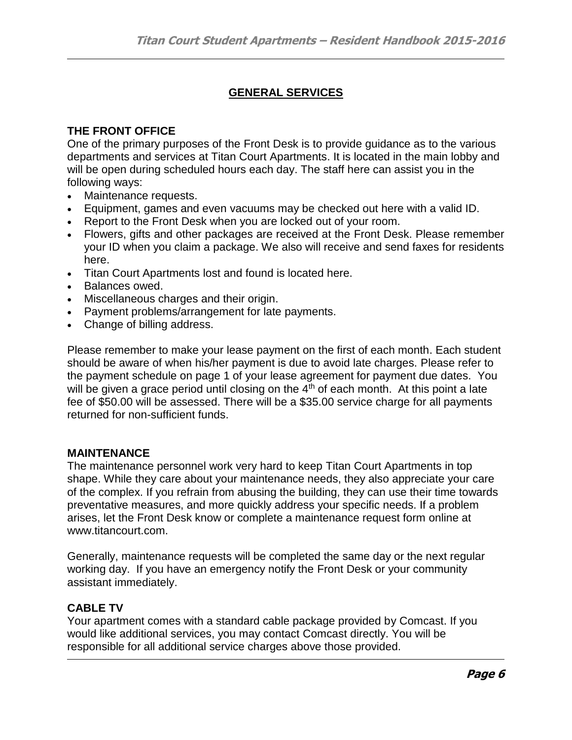# GENERAL SERVICES

## THE FRONT OFFICE

One of the primary purposes of the Front Desk is to provide guidance as to the various departments and services at Titan Court Apartments. It is located in the main lobby and will be open during scheduled hours each day. The staff here can assist you in the following ways:

- Maintenance requests.
- Equipment, games and even vacuums may be checked out here with a valid ID.
- Report to the Front Desk when you are locked out of your room.
- Flowers, gifts and other packages are received at the Front Desk. Please remember your ID when you claim a package. We also will receive and send faxes for residents here.
- Titan Court Apartments lost and found is located here.
- Balances owed.
- Miscellaneous charges and their origin.
- Payment problems/arrangement for late payments.
- Change of billing address.

Please remember to make your lease payment on the first of each month. Each student should be aware of when his/her payment is due to avoid late charges. Please refer to the payment schedule on page 1 of your lease agreement for payment due dates. You will be given a grace period until closing on the 4th of each month. At this point a late fee of $50.00 will be assessed. There will be a $35.00 service charge for all payments returned for non-sufficient funds.

## MAINTENANCE

The maintenance personnel work very hard to keep Titan Court Apartments in top shape. While they care about your maintenance needs, they also appreciate your care of the complex. If you refrain from abusing the building, they can use their time towards preventative measures, and more quickly address your specific needs. If a problem arises, let the Front Desk know or complete a maintenance request form online at www.titancourt.com.

Generally, maintenance requests will be completed the same day or the next regular working day. If you have an emergency notify the Front Desk or your community assistant immediately.

## CABLE TV

Your apartment comes with a standard cable package provided by Comcast. If you would like additional services, you may contact Comcast directly. You will be responsible for all additional service charges above those provided.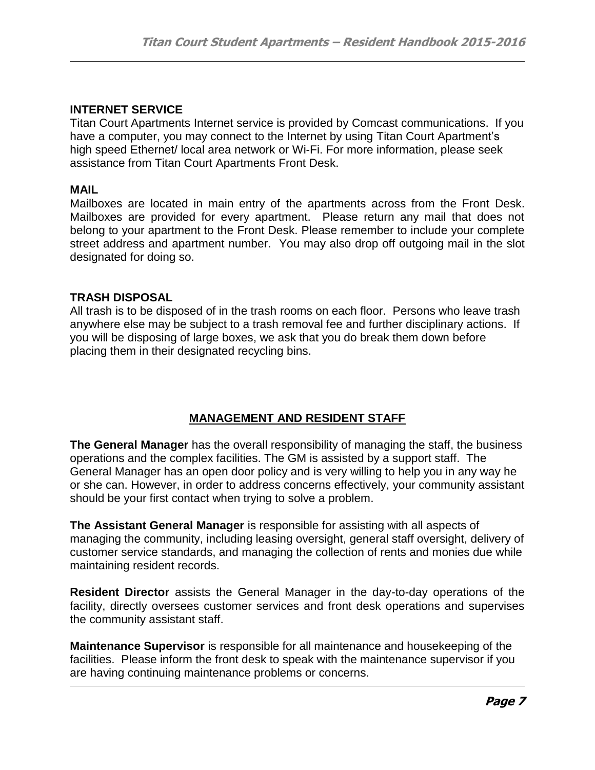## INTERNET SERVICE

Titan Court Apartments Internet service is provided by Comcast communications. If you have a computer, you may connect to the Internet by using Titan Court Apartment's high speed Ethernet/ local area network or Wi-Fi. For more information, please seek assistance from Titan Court Apartments Front Desk.

## MAIL

Mailboxes are located in main entry of the apartments across from the Front Desk. Mailboxes are provided for every apartment. Please return any mail that does not belong to your apartment to the Front Desk. Please remember to include your complete street address and apartment number. You may also drop off outgoing mail in the slot designated for doing so.

## TRASH DISPOSAL

All trash is to be disposed of in the trash rooms on each floor. Persons who leave trash anywhere else may be subject to a trash removal fee and further disciplinary actions. If you will be disposing of large boxes, we ask that you do break them down before placing them in their designated recycling bins.

## MANAGEMENT AND RESIDENT STAFF

**The General Manager** has the overall responsibility of managing the staff, the business operations and the complex facilities. The GM is assisted by a support staff. The General Manager has an open door policy and is very willing to help you in any way he or she can. However, in order to address concerns effectively, your community assistant should be your first contact when trying to solve a problem.

**The Assistant General Manager** is responsible for assisting with all aspects of managing the community, including leasing oversight, general staff oversight, delivery of customer service standards, and managing the collection of rents and monies due while maintaining resident records.

**Resident Director** assists the General Manager in the day-to-day operations of the facility, directly oversees customer services and front desk operations and supervises the community assistant staff.

**Maintenance Supervisor** is responsible for all maintenance and housekeeping of the facilities. Please inform the front desk to speak with the maintenance supervisor if you are having continuing maintenance problems or concerns.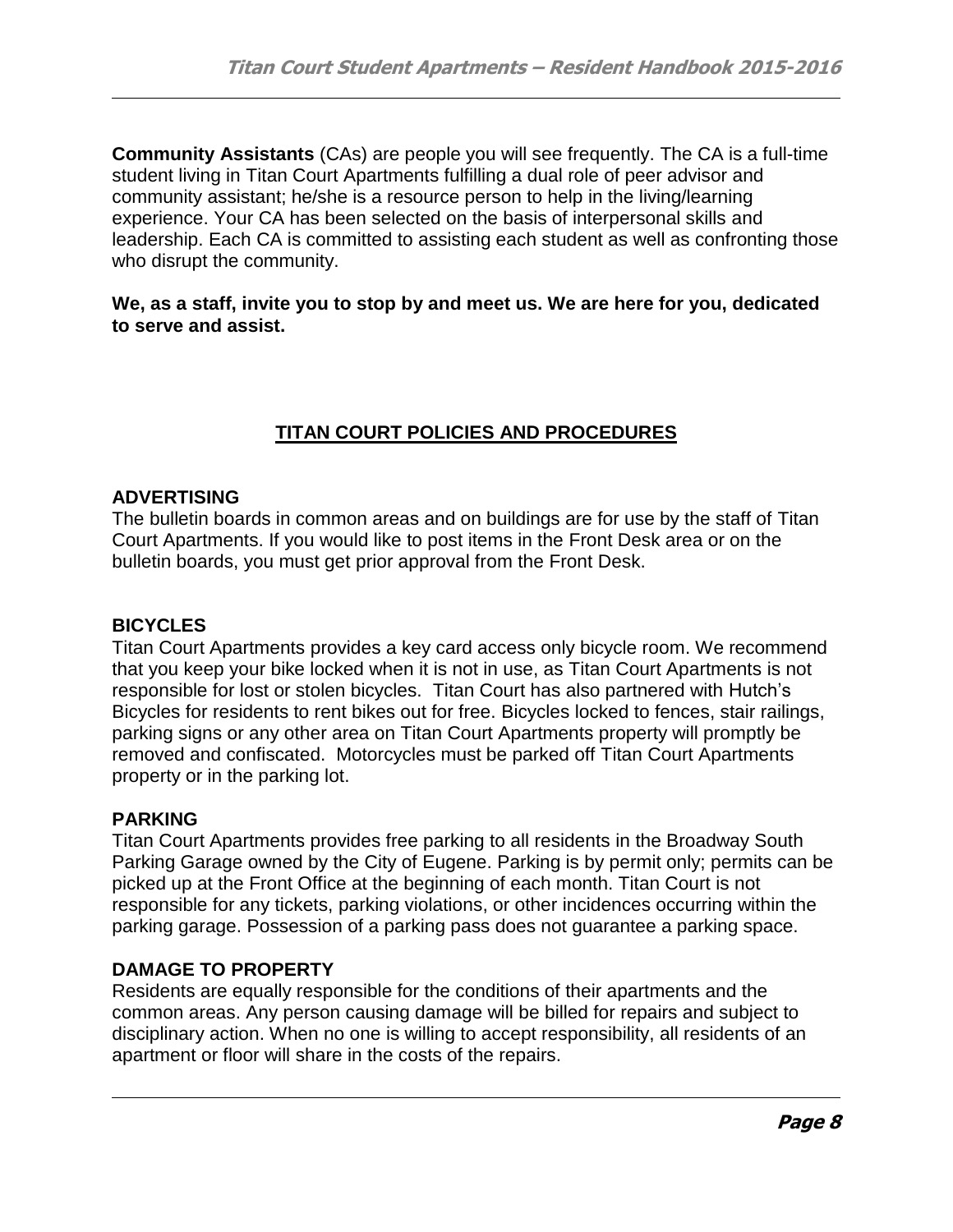**Community Assistants** (CAs) are people you will see frequently. The CA is a full-time student living in Titan Court Apartments fulfilling a dual role of peer advisor and community assistant; he/she is a resource person to help in the living/learning experience. Your CA has been selected on the basis of interpersonal skills and leadership. Each CA is committed to assisting each student as well as confronting those who disrupt the community.

**We, as a staff, invite you to stop by and meet us. We are here for you, dedicated to serve and assist.**

## TITAN COURT POLICIES AND PROCEDURES

### ADVERTISING

The bulletin boards in common areas and on buildings are for use by the staff of Titan Court Apartments. If you would like to post items in the Front Desk area or on the bulletin boards, you must get prior approval from the Front Desk.

### BICYCLES

Titan Court Apartments provides a key card access only bicycle room. We recommend that you keep your bike locked when it is not in use, as Titan Court Apartments is not responsible for lost or stolen bicycles. Titan Court has also partnered with Hutch's Bicycles for residents to rent bikes out for free. Bicycles locked to fences, stair railings, parking signs or any other area on Titan Court Apartments property will promptly be removed and confiscated. Motorcycles must be parked off Titan Court Apartments property or in the parking lot.

### PARKING

Titan Court Apartments provides free parking to all residents in the Broadway South Parking Garage owned by the City of Eugene. Parking is by permit only; permits can be picked up at the Front Office at the beginning of each month. Titan Court is not responsible for any tickets, parking violations, or other incidences occurring within the parking garage. Possession of a parking pass does not guarantee a parking space.

### DAMAGE TO PROPERTY

Residents are equally responsible for the conditions of their apartments and the common areas. Any person causing damage will be billed for repairs and subject to disciplinary action. When no one is willing to accept responsibility, all residents of an apartment or floor will share in the costs of the repairs.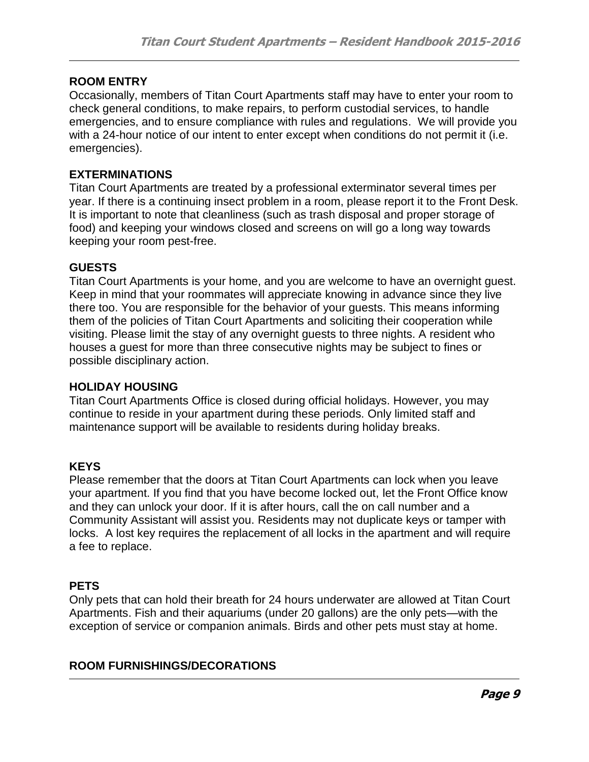## ROOM ENTRY

Occasionally, members of Titan Court Apartments staff may have to enter your room to check general conditions, to make repairs, to perform custodial services, to handle emergencies, and to ensure compliance with rules and regulations. We will provide you with a 24-hour notice of our intent to enter except when conditions do not permit it (i.e. emergencies).

## EXTERMINATIONS

Titan Court Apartments are treated by a professional exterminator several times per year. If there is a continuing insect problem in a room, please report it to the Front Desk. It is important to note that cleanliness (such as trash disposal and proper storage of food) and keeping your windows closed and screens on will go a long way towards keeping your room pest-free.

## GUESTS

Titan Court Apartments is your home, and you are welcome to have an overnight guest. Keep in mind that your roommates will appreciate knowing in advance since they live there too. You are responsible for the behavior of your guests. This means informing them of the policies of Titan Court Apartments and soliciting their cooperation while visiting. Please limit the stay of any overnight guests to three nights. A resident who houses a guest for more than three consecutive nights may be subject to fines or possible disciplinary action.

## HOLIDAY HOUSING

Titan Court Apartments Office is closed during official holidays. However, you may continue to reside in your apartment during these periods. Only limited staff and maintenance support will be available to residents during holiday breaks.

## KEYS

Please remember that the doors at Titan Court Apartments can lock when you leave your apartment. If you find that you have become locked out, let the Front Office know and they can unlock your door. If it is after hours, call the on call number and a Community Assistant will assist you. Residents may not duplicate keys or tamper with locks. A lost key requires the replacement of all locks in the apartment and will require a fee to replace.

## PETS

Only pets that can hold their breath for 24 hours underwater are allowed at Titan Court Apartments. Fish and their aquariums (under 20 gallons) are the only pets—with the exception of service or companion animals. Birds and other pets must stay at home.

## ROOM FURNISHINGS/DECORATIONS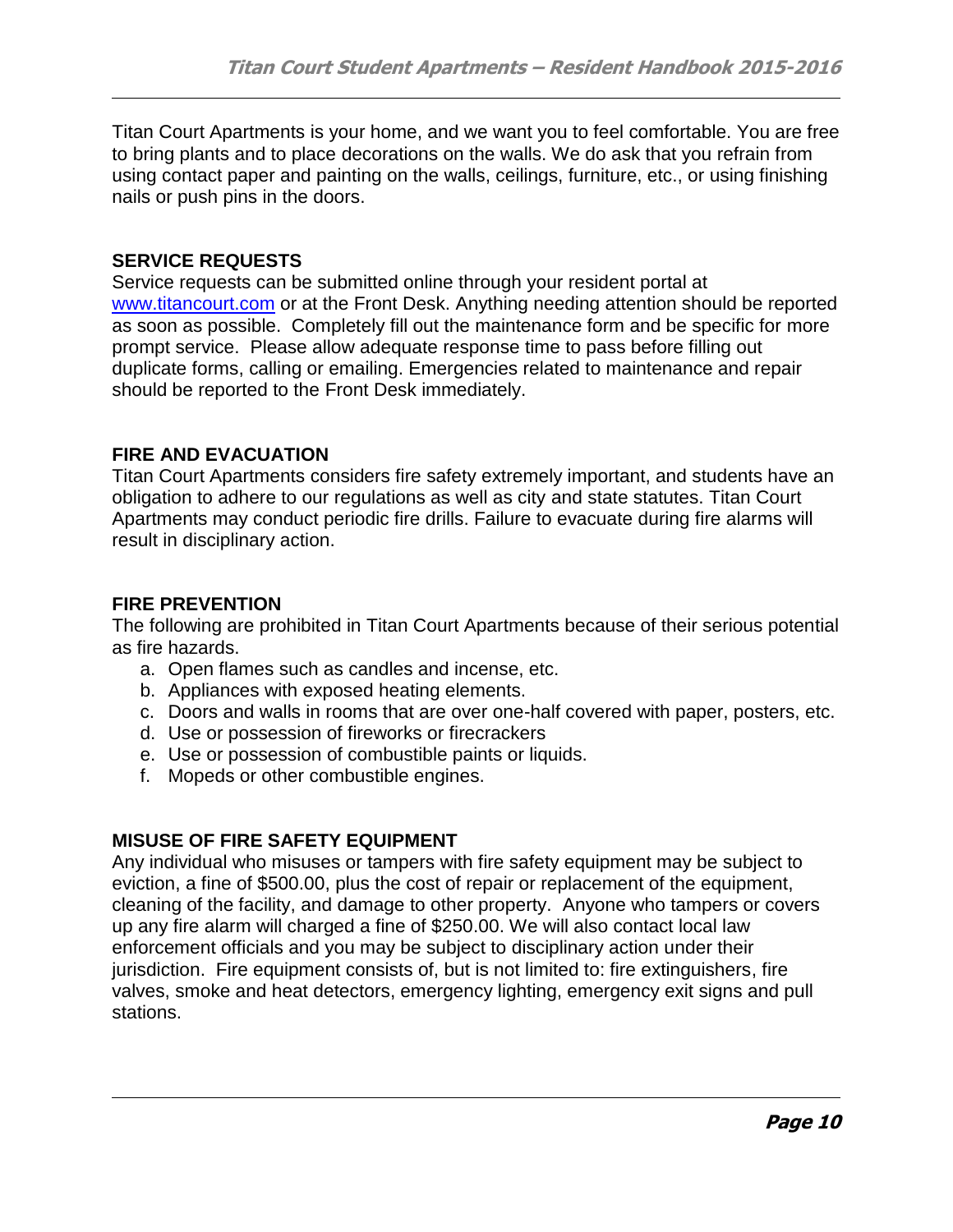Titan Court Apartments is your home, and we want you to feel comfortable. You are free to bring plants and to place decorations on the walls. We do ask that you refrain from using contact paper and painting on the walls, ceilings, furniture, etc., or using finishing nails or push pins in the doors.

**SERVICE REQUESTS**

Service requests can be submitted online through your resident portal at [www.titancourt.com](http://www.titancourt.com) or at the Front Desk. Anything needing attention should be reported as soon as possible. Completely fill out the maintenance form and be specific for more prompt service. Please allow adequate response time to pass before filling out duplicate forms, calling or emailing. Emergencies related to maintenance and repair should be reported to the Front Desk immediately.

**FIRE AND EVACUATION**

Titan Court Apartments considers fire safety extremely important, and students have an obligation to adhere to our regulations as well as city and state statutes. Titan Court Apartments may conduct periodic fire drills. Failure to evacuate during fire alarms will result in disciplinary action.

**FIRE PREVENTION**

The following are prohibited in Titan Court Apartments because of their serious potential as fire hazards.

a. Open flames such as candles and incense, etc.
b. Appliances with exposed heating elements.
c. Doors and walls in rooms that are over one-half covered with paper, posters, etc.
d. Use or possession of fireworks or firecrackers
e. Use or possession of combustible paints or liquids.
f. Mopeds or other combustible engines.

**MISUSE OF FIRE SAFETY EQUIPMENT**

Any individual who misuses or tampers with fire safety equipment may be subject to eviction, a fine of $500.00, plus the cost of repair or replacement of the equipment, cleaning of the facility, and damage to other property. Anyone who tampers or covers up any fire alarm will charged a fine of $250.00. We will also contact local law enforcement officials and you may be subject to disciplinary action under their jurisdiction. Fire equipment consists of, but is not limited to: fire extinguishers, fire valves, smoke and heat detectors, emergency lighting, emergency exit signs and pull stations.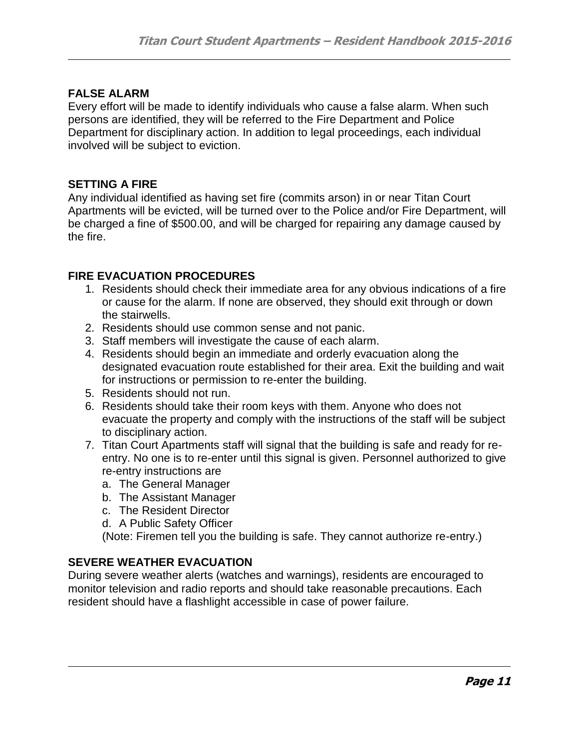## FALSE ALARM

Every effort will be made to identify individuals who cause a false alarm. When such persons are identified, they will be referred to the Fire Department and Police Department for disciplinary action. In addition to legal proceedings, each individual involved will be subject to eviction.

## SETTING A FIRE

Any individual identified as having set fire (commits arson) in or near Titan Court Apartments will be evicted, will be turned over to the Police and/or Fire Department, will be charged a fine of $500.00, and will be charged for repairing any damage caused by the fire.

## FIRE EVACUATION PROCEDURES

1. Residents should check their immediate area for any obvious indications of a fire or cause for the alarm. If none are observed, they should exit through or down the stairwells.
2. Residents should use common sense and not panic.
3. Staff members will investigate the cause of each alarm.
4. Residents should begin an immediate and orderly evacuation along the designated evacuation route established for their area. Exit the building and wait for instructions or permission to re-enter the building.
5. Residents should not run.
6. Residents should take their room keys with them. Anyone who does not evacuate the property and comply with the instructions of the staff will be subject to disciplinary action.
7. Titan Court Apartments staff will signal that the building is safe and ready for re-entry. No one is to re-enter until this signal is given. Personnel authorized to give re-entry instructions are
   a. The General Manager
   b. The Assistant Manager
   c. The Resident Director
   d. A Public Safety Officer

   (Note: Firemen tell you the building is safe. They cannot authorize re-entry.)

## SEVERE WEATHER EVACUATION

During severe weather alerts (watches and warnings), residents are encouraged to monitor television and radio reports and should take reasonable precautions. Each resident should have a flashlight accessible in case of power failure.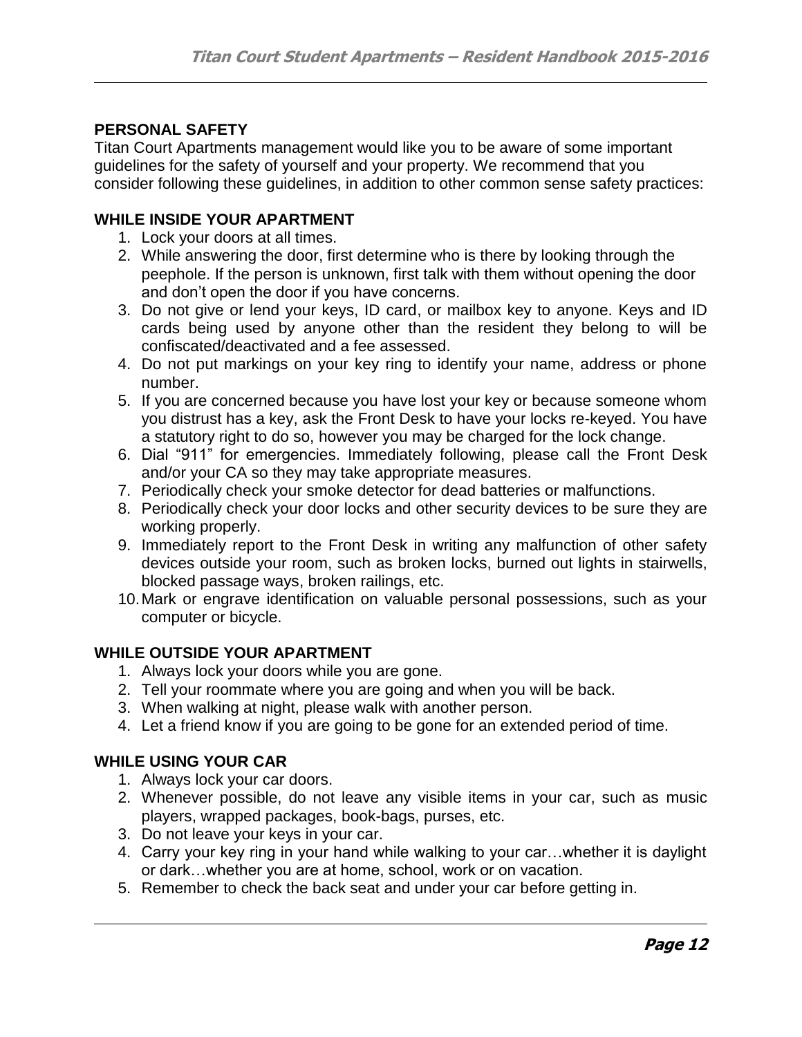## PERSONAL SAFETY

Titan Court Apartments management would like you to be aware of some important guidelines for the safety of yourself and your property. We recommend that you consider following these guidelines, in addition to other common sense safety practices:

### WHILE INSIDE YOUR APARTMENT

1. Lock your doors at all times.
2. While answering the door, first determine who is there by looking through the peephole. If the person is unknown, first talk with them without opening the door and don't open the door if you have concerns.
3. Do not give or lend your keys, ID card, or mailbox key to anyone. Keys and ID cards being used by anyone other than the resident they belong to will be confiscated/deactivated and a fee assessed.
4. Do not put markings on your key ring to identify your name, address or phone number.
5. If you are concerned because you have lost your key or because someone whom you distrust has a key, ask the Front Desk to have your locks re-keyed. You have a statutory right to do so, however you may be charged for the lock change.
6. Dial "911" for emergencies. Immediately following, please call the Front Desk and/or your CA so they may take appropriate measures.
7. Periodically check your smoke detector for dead batteries or malfunctions.
8. Periodically check your door locks and other security devices to be sure they are working properly.
9. Immediately report to the Front Desk in writing any malfunction of other safety devices outside your room, such as broken locks, burned out lights in stairwells, blocked passage ways, broken railings, etc.
10. Mark or engrave identification on valuable personal possessions, such as your computer or bicycle.

### WHILE OUTSIDE YOUR APARTMENT

1. Always lock your doors while you are gone.
2. Tell your roommate where you are going and when you will be back.
3. When walking at night, please walk with another person.
4. Let a friend know if you are going to be gone for an extended period of time.

### WHILE USING YOUR CAR

1. Always lock your car doors.
2. Whenever possible, do not leave any visible items in your car, such as music players, wrapped packages, book-bags, purses, etc.
3. Do not leave your keys in your car.
4. Carry your key ring in your hand while walking to your car…whether it is daylight or dark…whether you are at home, school, work or on vacation.
5. Remember to check the back seat and under your car before getting in.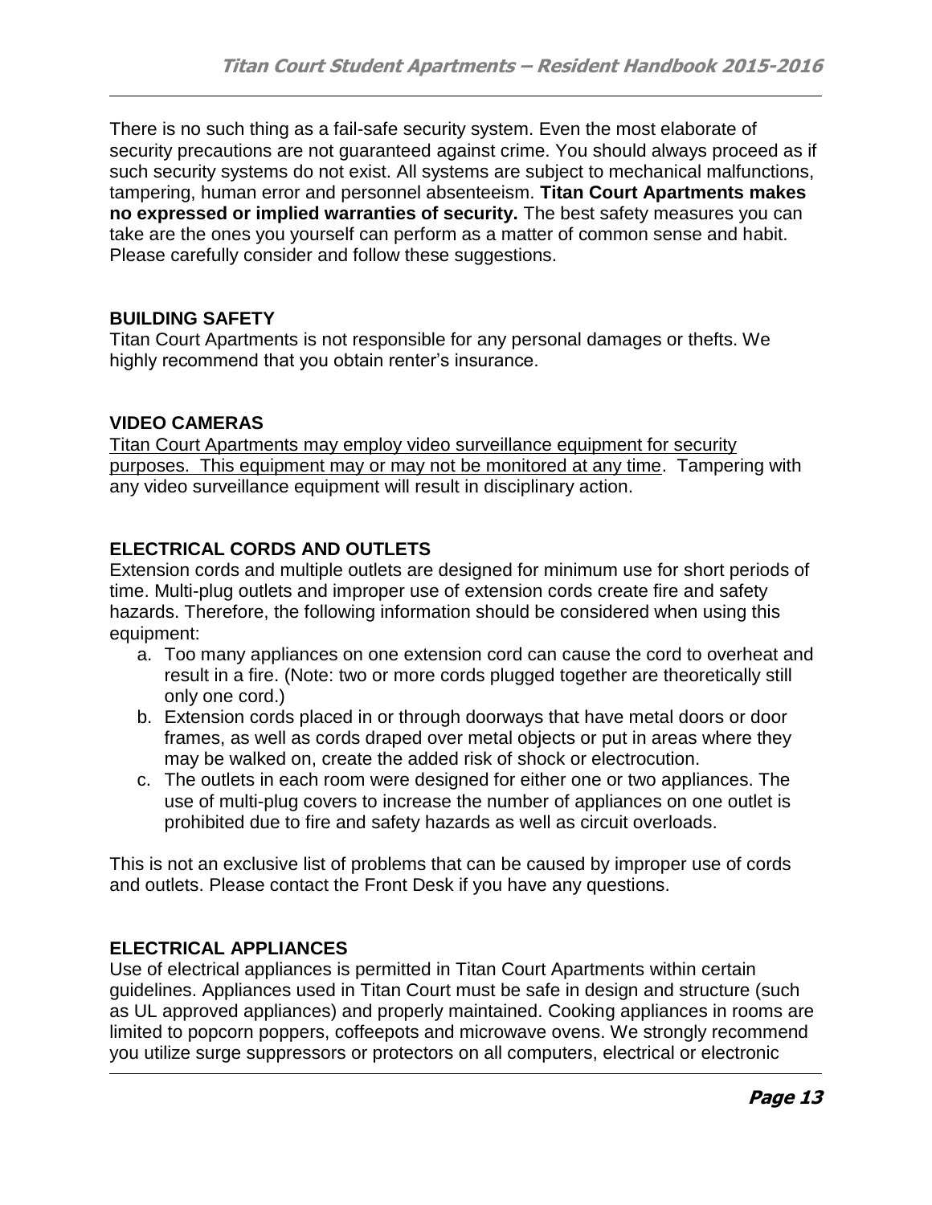There is no such thing as a fail-safe security system. Even the most elaborate of security precautions are not guaranteed against crime. You should always proceed as if such security systems do not exist. All systems are subject to mechanical malfunctions, tampering, human error and personnel absenteeism. **Titan Court Apartments makes no expressed or implied warranties of security.** The best safety measures you can take are the ones you yourself can perform as a matter of common sense and habit. Please carefully consider and follow these suggestions.

## BUILDING SAFETY

Titan Court Apartments is not responsible for any personal damages or thefts. We highly recommend that you obtain renter's insurance.

## VIDEO CAMERAS

Titan Court Apartments may employ video surveillance equipment for security purposes. This equipment may or may not be monitored at any time. Tampering with any video surveillance equipment will result in disciplinary action.

## ELECTRICAL CORDS AND OUTLETS

Extension cords and multiple outlets are designed for minimum use for short periods of time. Multi-plug outlets and improper use of extension cords create fire and safety hazards. Therefore, the following information should be considered when using this equipment:

a. Too many appliances on one extension cord can cause the cord to overheat and result in a fire. (Note: two or more cords plugged together are theoretically still only one cord.)
b. Extension cords placed in or through doorways that have metal doors or door frames, as well as cords draped over metal objects or put in areas where they may be walked on, create the added risk of shock or electrocution.
c. The outlets in each room were designed for either one or two appliances. The use of multi-plug covers to increase the number of appliances on one outlet is prohibited due to fire and safety hazards as well as circuit overloads.

This is not an exclusive list of problems that can be caused by improper use of cords and outlets. Please contact the Front Desk if you have any questions.

## ELECTRICAL APPLIANCES

Use of electrical appliances is permitted in Titan Court Apartments within certain guidelines. Appliances used in Titan Court must be safe in design and structure (such as UL approved appliances) and properly maintained. Cooking appliances in rooms are limited to popcorn poppers, coffeepots and microwave ovens. We strongly recommend you utilize surge suppressors or protectors on all computers, electrical or electronic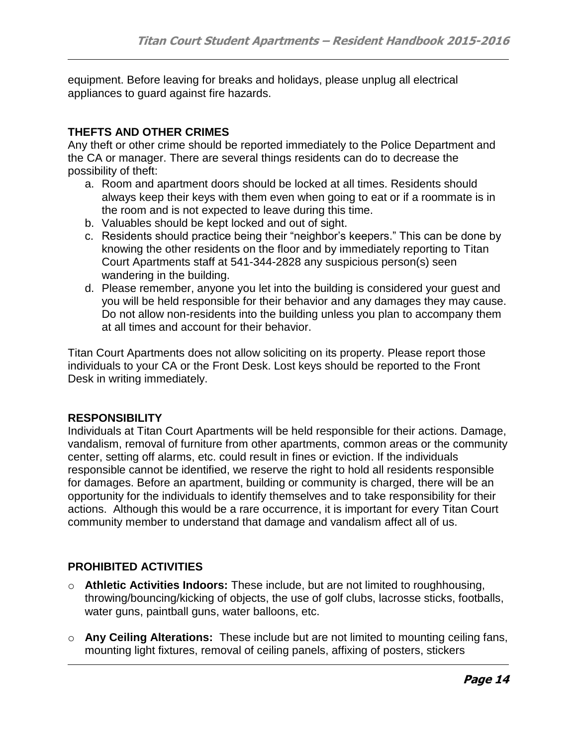equipment. Before leaving for breaks and holidays, please unplug all electrical appliances to guard against fire hazards.

## THEFTS AND OTHER CRIMES

Any theft or other crime should be reported immediately to the Police Department and the CA or manager. There are several things residents can do to decrease the possibility of theft:

a. Room and apartment doors should be locked at all times. Residents should always keep their keys with them even when going to eat or if a roommate is in the room and is not expected to leave during this time.
b. Valuables should be kept locked and out of sight.
c. Residents should practice being their "neighbor's keepers." This can be done by knowing the other residents on the floor and by immediately reporting to Titan Court Apartments staff at 541-344-2828 any suspicious person(s) seen wandering in the building.
d. Please remember, anyone you let into the building is considered your guest and you will be held responsible for their behavior and any damages they may cause. Do not allow non-residents into the building unless you plan to accompany them at all times and account for their behavior.

Titan Court Apartments does not allow soliciting on its property. Please report those individuals to your CA or the Front Desk. Lost keys should be reported to the Front Desk in writing immediately.

## RESPONSIBILITY

Individuals at Titan Court Apartments will be held responsible for their actions. Damage, vandalism, removal of furniture from other apartments, common areas or the community center, setting off alarms, etc. could result in fines or eviction. If the individuals responsible cannot be identified, we reserve the right to hold all residents responsible for damages. Before an apartment, building or community is charged, there will be an opportunity for the individuals to identify themselves and to take responsibility for their actions. Although this would be a rare occurrence, it is important for every Titan Court community member to understand that damage and vandalism affect all of us.

## PROHIBITED ACTIVITIES

- **Athletic Activities Indoors:** These include, but are not limited to roughhousing, throwing/bouncing/kicking of objects, the use of golf clubs, lacrosse sticks, footballs, water guns, paintball guns, water balloons, etc.
- **Any Ceiling Alterations:** These include but are not limited to mounting ceiling fans, mounting light fixtures, removal of ceiling panels, affixing of posters, stickers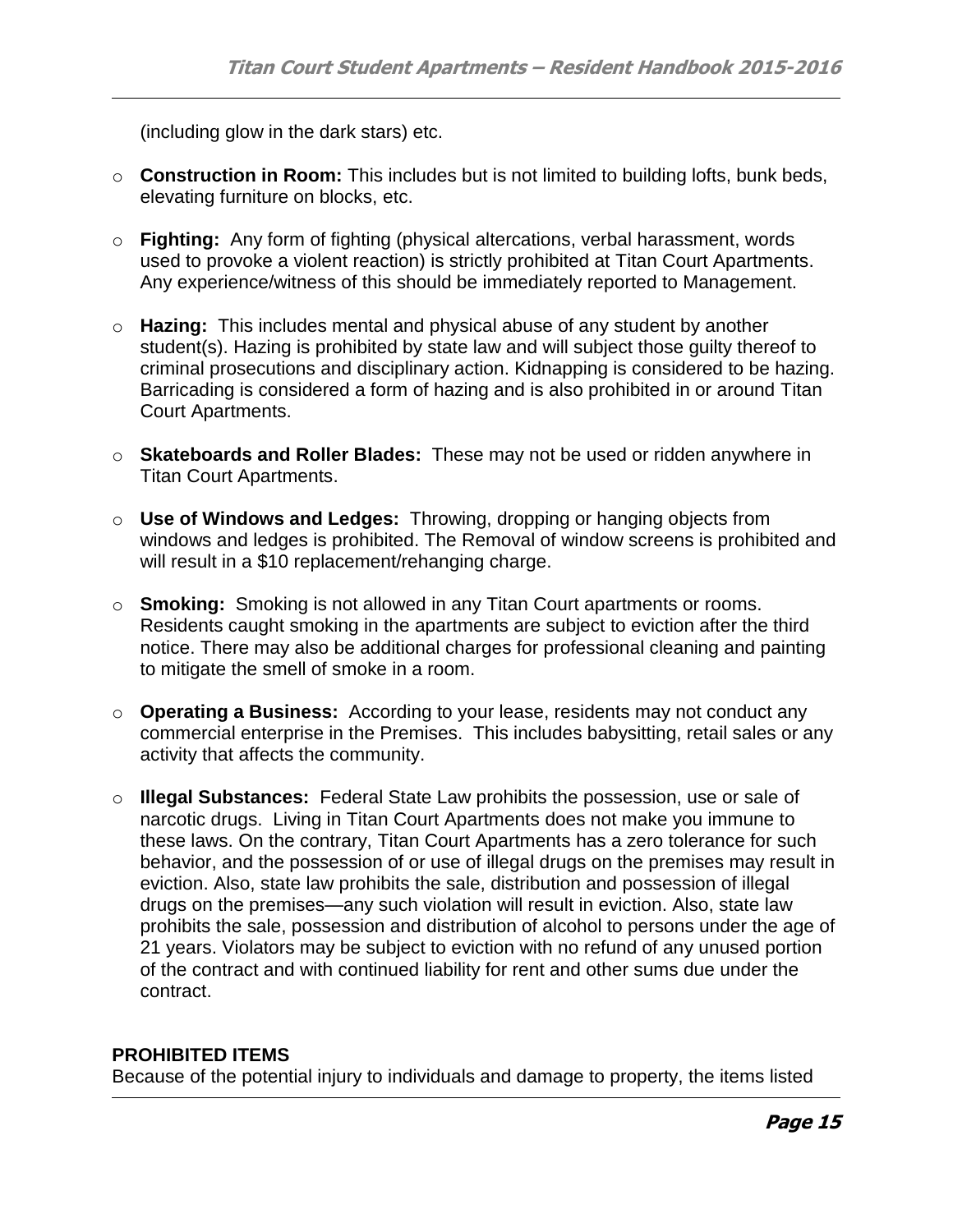(including glow in the dark stars) etc.

- **Construction in Room:** This includes but is not limited to building lofts, bunk beds, elevating furniture on blocks, etc.

- **Fighting:** Any form of fighting (physical altercations, verbal harassment, words used to provoke a violent reaction) is strictly prohibited at Titan Court Apartments. Any experience/witness of this should be immediately reported to Management.

- **Hazing:** This includes mental and physical abuse of any student by another student(s). Hazing is prohibited by state law and will subject those guilty thereof to criminal prosecutions and disciplinary action. Kidnapping is considered to be hazing. Barricading is considered a form of hazing and is also prohibited in or around Titan Court Apartments.

- **Skateboards and Roller Blades:** These may not be used or ridden anywhere in Titan Court Apartments.

- **Use of Windows and Ledges:** Throwing, dropping or hanging objects from windows and ledges is prohibited. The Removal of window screens is prohibited and will result in a $10 replacement/rehanging charge.

- **Smoking:** Smoking is not allowed in any Titan Court apartments or rooms. Residents caught smoking in the apartments are subject to eviction after the third notice. There may also be additional charges for professional cleaning and painting to mitigate the smell of smoke in a room.

- **Operating a Business:** According to your lease, residents may not conduct any commercial enterprise in the Premises. This includes babysitting, retail sales or any activity that affects the community.

- **Illegal Substances:** Federal State Law prohibits the possession, use or sale of narcotic drugs. Living in Titan Court Apartments does not make you immune to these laws. On the contrary, Titan Court Apartments has a zero tolerance for such behavior, and the possession of or use of illegal drugs on the premises may result in eviction. Also, state law prohibits the sale, distribution and possession of illegal drugs on the premises—any such violation will result in eviction. Also, state law prohibits the sale, possession and distribution of alcohol to persons under the age of 21 years. Violators may be subject to eviction with no refund of any unused portion of the contract and with continued liability for rent and other sums due under the contract.

**PROHIBITED ITEMS**
Because of the potential injury to individuals and damage to property, the items listed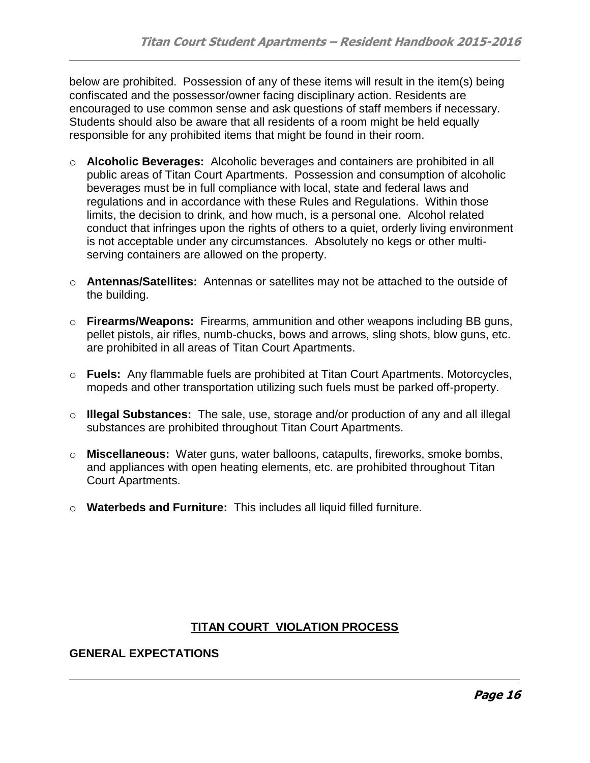below are prohibited. Possession of any of these items will result in the item(s) being confiscated and the possessor/owner facing disciplinary action. Residents are encouraged to use common sense and ask questions of staff members if necessary. Students should also be aware that all residents of a room might be held equally responsible for any prohibited items that might be found in their room.

- **Alcoholic Beverages:** Alcoholic beverages and containers are prohibited in all public areas of Titan Court Apartments. Possession and consumption of alcoholic beverages must be in full compliance with local, state and federal laws and regulations and in accordance with these Rules and Regulations. Within those limits, the decision to drink, and how much, is a personal one. Alcohol related conduct that infringes upon the rights of others to a quiet, orderly living environment is not acceptable under any circumstances. Absolutely no kegs or other multi-serving containers are allowed on the property.

- **Antennas/Satellites:** Antennas or satellites may not be attached to the outside of the building.

- **Firearms/Weapons:** Firearms, ammunition and other weapons including BB guns, pellet pistols, air rifles, numb-chucks, bows and arrows, sling shots, blow guns, etc. are prohibited in all areas of Titan Court Apartments.

- **Fuels:** Any flammable fuels are prohibited at Titan Court Apartments. Motorcycles, mopeds and other transportation utilizing such fuels must be parked off-property.

- **Illegal Substances:** The sale, use, storage and/or production of any and all illegal substances are prohibited throughout Titan Court Apartments.

- **Miscellaneous:** Water guns, water balloons, catapults, fireworks, smoke bombs, and appliances with open heating elements, etc. are prohibited throughout Titan Court Apartments.

- **Waterbeds and Furniture:** This includes all liquid filled furniture.

## TITAN COURT VIOLATION PROCESS

### GENERAL EXPECTATIONS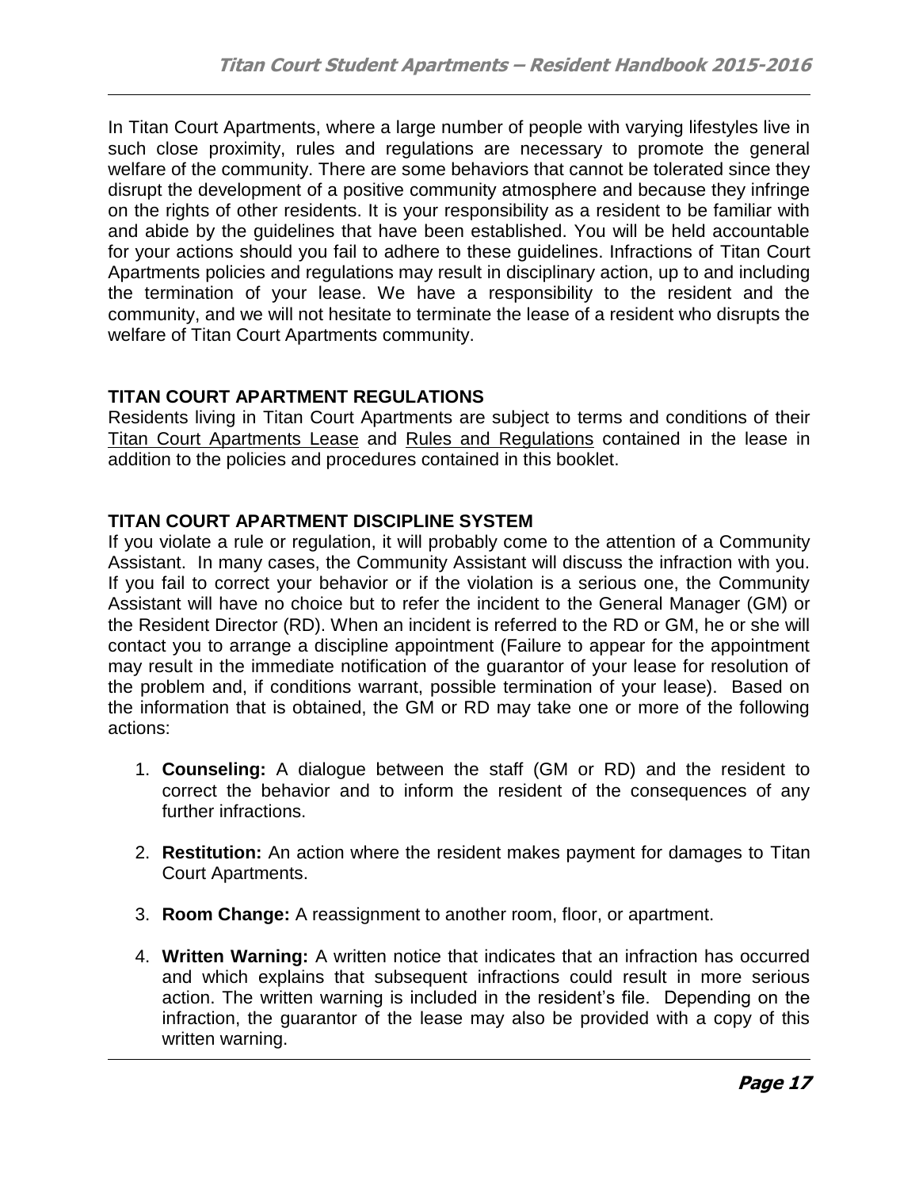In Titan Court Apartments, where a large number of people with varying lifestyles live in such close proximity, rules and regulations are necessary to promote the general welfare of the community. There are some behaviors that cannot be tolerated since they disrupt the development of a positive community atmosphere and because they infringe on the rights of other residents. It is your responsibility as a resident to be familiar with and abide by the guidelines that have been established. You will be held accountable for your actions should you fail to adhere to these guidelines. Infractions of Titan Court Apartments policies and regulations may result in disciplinary action, up to and including the termination of your lease. We have a responsibility to the resident and the community, and we will not hesitate to terminate the lease of a resident who disrupts the welfare of Titan Court Apartments community.

**TITAN COURT APARTMENT REGULATIONS**

Residents living in Titan Court Apartments are subject to terms and conditions of their Titan Court Apartments Lease and Rules and Regulations contained in the lease in addition to the policies and procedures contained in this booklet.

**TITAN COURT APARTMENT DISCIPLINE SYSTEM**

If you violate a rule or regulation, it will probably come to the attention of a Community Assistant. In many cases, the Community Assistant will discuss the infraction with you. If you fail to correct your behavior or if the violation is a serious one, the Community Assistant will have no choice but to refer the incident to the General Manager (GM) or the Resident Director (RD). When an incident is referred to the RD or GM, he or she will contact you to arrange a discipline appointment (Failure to appear for the appointment may result in the immediate notification of the guarantor of your lease for resolution of the problem and, if conditions warrant, possible termination of your lease). Based on the information that is obtained, the GM or RD may take one or more of the following actions:

1. **Counseling:** A dialogue between the staff (GM or RD) and the resident to correct the behavior and to inform the resident of the consequences of any further infractions.

2. **Restitution:** An action where the resident makes payment for damages to Titan Court Apartments.

3. **Room Change:** A reassignment to another room, floor, or apartment.

4. **Written Warning:** A written notice that indicates that an infraction has occurred and which explains that subsequent infractions could result in more serious action. The written warning is included in the resident's file. Depending on the infraction, the guarantor of the lease may also be provided with a copy of this written warning.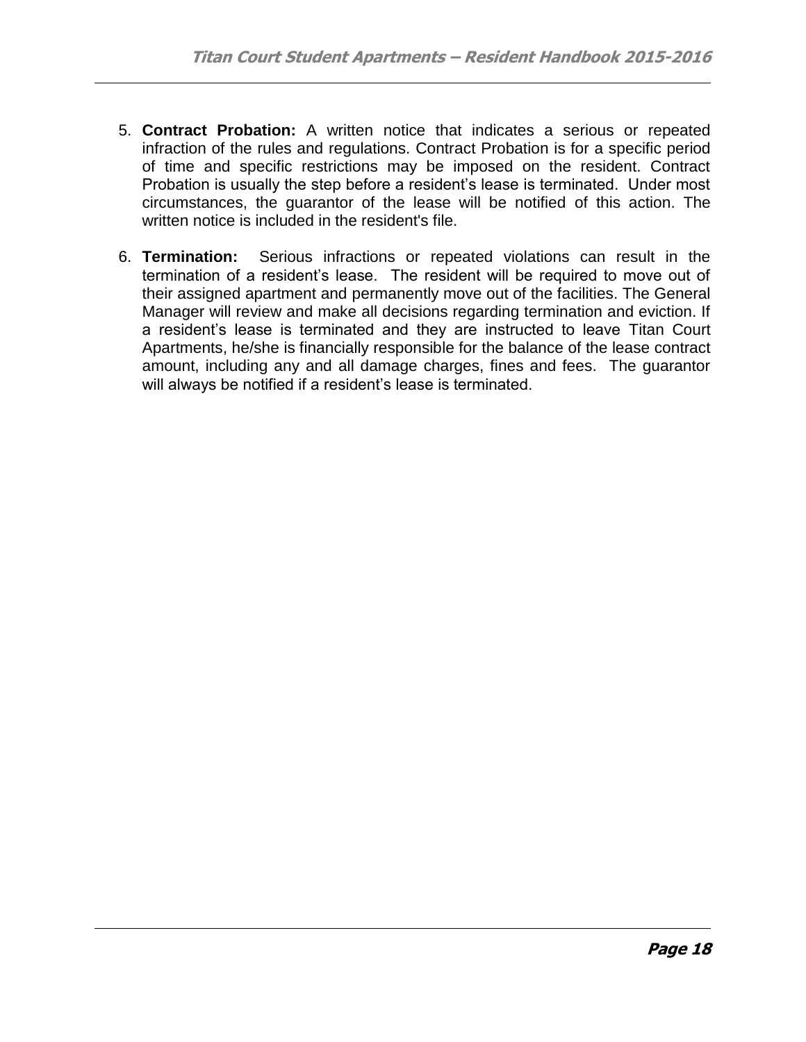5. **Contract Probation:** A written notice that indicates a serious or repeated infraction of the rules and regulations. Contract Probation is for a specific period of time and specific restrictions may be imposed on the resident. Contract Probation is usually the step before a resident's lease is terminated. Under most circumstances, the guarantor of the lease will be notified of this action. The written notice is included in the resident's file.

6. **Termination:** Serious infractions or repeated violations can result in the termination of a resident's lease. The resident will be required to move out of their assigned apartment and permanently move out of the facilities. The General Manager will review and make all decisions regarding termination and eviction. If a resident's lease is terminated and they are instructed to leave Titan Court Apartments, he/she is financially responsible for the balance of the lease contract amount, including any and all damage charges, fines and fees. The guarantor will always be notified if a resident's lease is terminated.